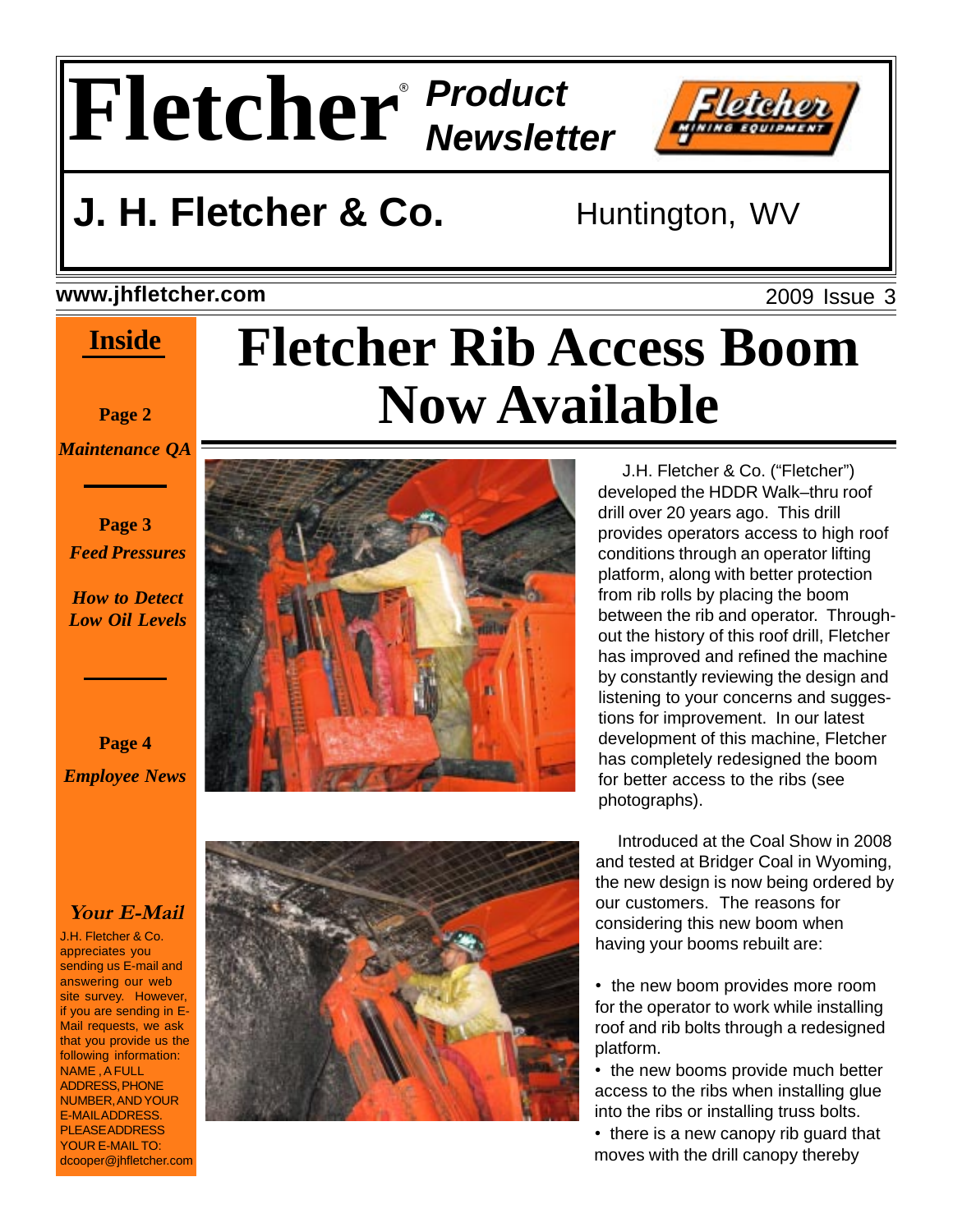# Fletcher® Product Newsletter

## J. H. Fletcher & Co.

Huntington, WV

**www.jhfletcher.com**

2009 Issue 3

# Fletcher Rib Access Boom Now Available

J.H. Fletcher & Co. ("Fletcher") developed the HDDR Walk–thru roof drill over 20 years ago. This drill provides operators access to high roof conditions through an operator lifting platform, along with better protection from rib rolls by placing the boom between the rib and operator. Throughout the history of this roof drill, Fletcher has improved and refined the machine by constantly reviewing the design and listening to your concerns and suggestions for improvement. In our latest development of this machine, Fletcher has completely redesigned the boom for better access to the ribs (see photographs).

Introduced at the Coal Show in 2008 and tested at Bridger Coal in Wyoming, the new design is now being ordered by our customers. The reasons for considering this new boom when having your booms rebuilt are:

- the new boom provides more room for the operator to work while installing roof and rib bolts through a redesigned platform.
- the new booms provide much better access to the ribs when installing glue into the ribs or installing truss bolts.
- there is a new canopy rib guard that moves with the drill canopy thereby

## Inside

**Page 2**
*Maintenance QA*

**Page 3**
*Feed Pressures*

*How to Detect Low Oil Levels*

**Page 4**
*Employee News*

### *Your E-Mail*

J.H. Fletcher & Co. appreciates you sending us E-mail and answering our web site survey. However, if you are sending in E-Mail requests, we ask that you provide us the following information: NAME , A FULL ADDRESS, PHONE NUMBER, AND YOUR E-MAIL ADDRESS. PLEASE ADDRESS YOUR E-MAIL TO: dcooper@jhfletcher.com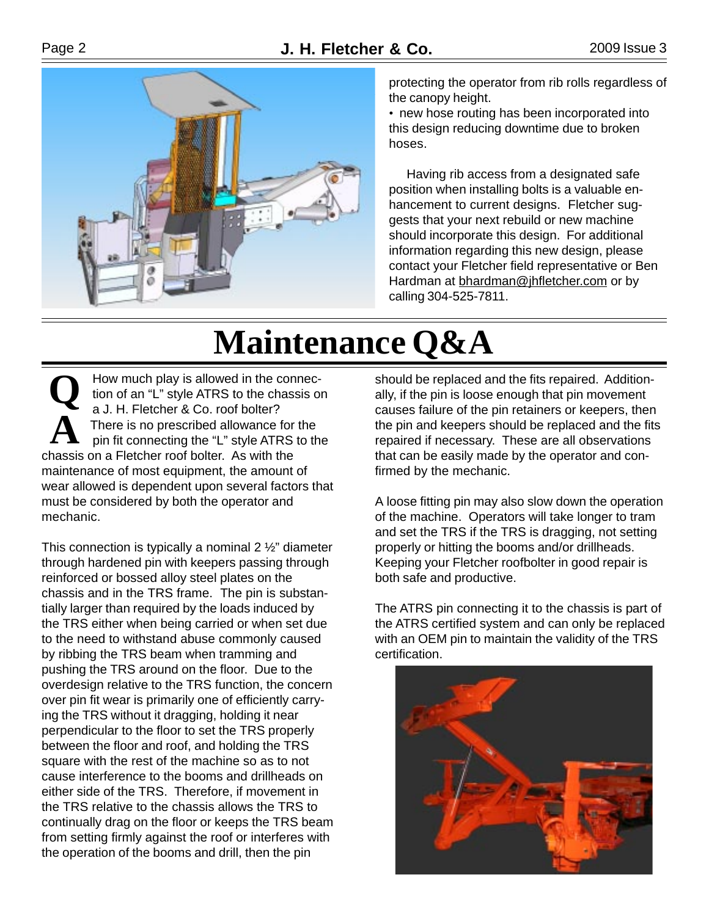protecting the operator from rib rolls regardless of the canopy height.

- new hose routing has been incorporated into this design reducing downtime due to broken hoses.

Having rib access from a designated safe position when installing bolts is a valuable enhancement to current designs. Fletcher suggests that your next rebuild or new machine should incorporate this design. For additional information regarding this new design, please contact your Fletcher field representative or Ben Hardman at bhardman@jhfletcher.com or by calling 304-525-7811.

# Maintenance Q&A

**Q** How much play is allowed in the connection of an "L" style ATRS to the chassis on a J. H. Fletcher & Co. roof bolter?

**A** There is no prescribed allowance for the pin fit connecting the "L" style ATRS to the chassis on a Fletcher roof bolter. As with the maintenance of most equipment, the amount of wear allowed is dependent upon several factors that must be considered by both the operator and mechanic.

This connection is typically a nominal 2 ½" diameter through hardened pin with keepers passing through reinforced or bossed alloy steel plates on the chassis and in the TRS frame. The pin is substantially larger than required by the loads induced by the TRS either when being carried or when set due to the need to withstand abuse commonly caused by ribbing the TRS beam when tramming and pushing the TRS around on the floor. Due to the overdesign relative to the TRS function, the concern over pin fit wear is primarily one of efficiently carrying the TRS without it dragging, holding it near perpendicular to the floor to set the TRS properly between the floor and roof, and holding the TRS square with the rest of the machine so as to not cause interference to the booms and drillheads on either side of the TRS. Therefore, if movement in the TRS relative to the chassis allows the TRS to continually drag on the floor or keeps the TRS beam from setting firmly against the roof or interferes with the operation of the booms and drill, then the pin should be replaced and the fits repaired. Additionally, if the pin is loose enough that pin movement causes failure of the pin retainers or keepers, then the pin and keepers should be replaced and the fits repaired if necessary. These are all observations that can be easily made by the operator and confirmed by the mechanic.

A loose fitting pin may also slow down the operation of the machine. Operators will take longer to tram and set the TRS if the TRS is dragging, not setting properly or hitting the booms and/or drillheads. Keeping your Fletcher roofbolter in good repair is both safe and productive.

The ATRS pin connecting it to the chassis is part of the ATRS certified system and can only be replaced with an OEM pin to maintain the validity of the TRS certification.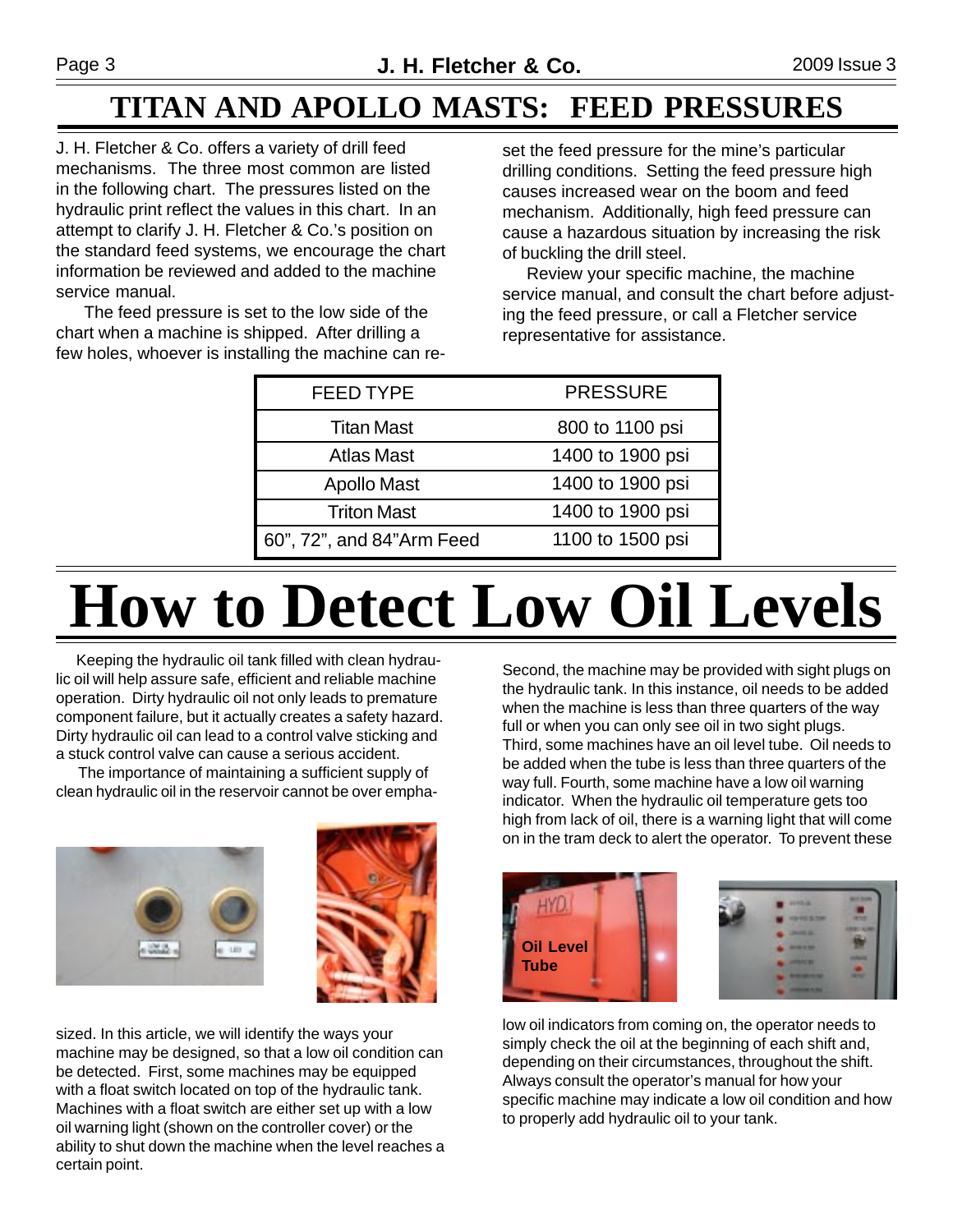# TITAN AND APOLLO MASTS: FEED PRESSURES

J. H. Fletcher & Co. offers a variety of drill feed mechanisms. The three most common are listed in the following chart. The pressures listed on the hydraulic print reflect the values in this chart. In an attempt to clarify J. H. Fletcher & Co.'s position on the standard feed systems, we encourage the chart information be reviewed and added to the machine service manual.

The feed pressure is set to the low side of the chart when a machine is shipped. After drilling a few holes, whoever is installing the machine can reset the feed pressure for the mine's particular drilling conditions. Setting the feed pressure high causes increased wear on the boom and feed mechanism. Additionally, high feed pressure can cause a hazardous situation by increasing the risk of buckling the drill steel.

Review your specific machine, the machine service manual, and consult the chart before adjusting the feed pressure, or call a Fletcher service representative for assistance.

| FEED TYPE | PRESSURE |
| --- | --- |
| Titan Mast | 800 to 1100 psi |
| Atlas Mast | 1400 to 1900 psi |
| Apollo Mast | 1400 to 1900 psi |
| Triton Mast | 1400 to 1900 psi |
| 60", 72", and 84"Arm Feed | 1100 to 1500 psi |

# How to Detect Low Oil Levels

Keeping the hydraulic oil tank filled with clean hydraulic oil will help assure safe, efficient and reliable machine operation. Dirty hydraulic oil not only leads to premature component failure, but it actually creates a safety hazard. Dirty hydraulic oil can lead to a control valve sticking and a stuck control valve can cause a serious accident.

The importance of maintaining a sufficient supply of clean hydraulic oil in the reservoir cannot be over emphasized. In this article, we will identify the ways your machine may be designed, so that a low oil condition can be detected. First, some machines may be equipped with a float switch located on top of the hydraulic tank. Machines with a float switch are either set up with a low oil warning light (shown on the controller cover) or the ability to shut down the machine when the level reaches a certain point.

Second, the machine may be provided with sight plugs on the hydraulic tank. In this instance, oil needs to be added when the machine is less than three quarters of the way full or when you can only see oil in two sight plugs. Third, some machines have an oil level tube. Oil needs to be added when the tube is less than three quarters of the way full. Fourth, some machine have a low oil warning indicator. When the hydraulic oil temperature gets too high from lack of oil, there is a warning light that will come on in the tram deck to alert the operator. To prevent these low oil indicators from coming on, the operator needs to simply check the oil at the beginning of each shift and, depending on their circumstances, throughout the shift. Always consult the operator's manual for how your specific machine may indicate a low oil condition and how to properly add hydraulic oil to your tank.

Oil Level Tube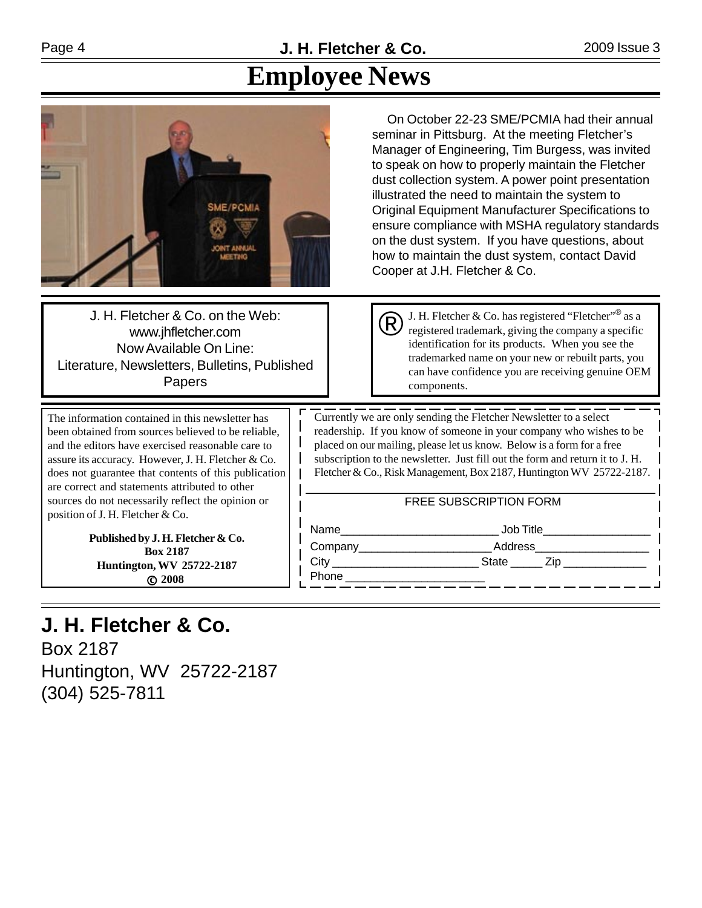# Employee News

On October 22-23 SME/PCMIA had their annual seminar in Pittsburg. At the meeting Fletcher's Manager of Engineering, Tim Burgess, was invited to speak on how to properly maintain the Fletcher dust collection system. A power point presentation illustrated the need to maintain the system to Original Equipment Manufacturer Specifications to ensure compliance with MSHA regulatory standards on the dust system. If you have questions, about how to maintain the dust system, contact David Cooper at J.H. Fletcher & Co.

J. H. Fletcher & Co. on the Web:
www.jhfletcher.com
Now Available On Line:
Literature, Newsletters, Bulletins, Published Papers

® J. H. Fletcher & Co. has registered "Fletcher"® as a registered trademark, giving the company a specific identification for its products. When you see the trademarked name on your new or rebuilt parts, you can have confidence you are receiving genuine OEM components.

The information contained in this newsletter has been obtained from sources believed to be reliable, and the editors have exercised reasonable care to assure its accuracy. However, J. H. Fletcher & Co. does not guarantee that contents of this publication are correct and statements attributed to other sources do not necessarily reflect the opinion or position of J. H. Fletcher & Co.

**Published by J. H. Fletcher & Co.**
**Box 2187**
**Huntington, WV 25722-2187**
**© 2008**

Currently we are only sending the Fletcher Newsletter to a select readership. If you know of someone in your company who wishes to be placed on our mailing, please let us know. Below is a form for a free subscription to the newsletter. Just fill out the form and return it to J. H. Fletcher & Co., Risk Management, Box 2187, Huntington WV 25722-2187.

FREE SUBSCRIPTION FORM

Name_________________________ Job Title_________________
Company_____________________ Address__________________
City _______________________ State _____ Zip _____________
Phone ______________________

**J. H. Fletcher & Co.**
Box 2187
Huntington, WV 25722-2187
(304) 525-7811